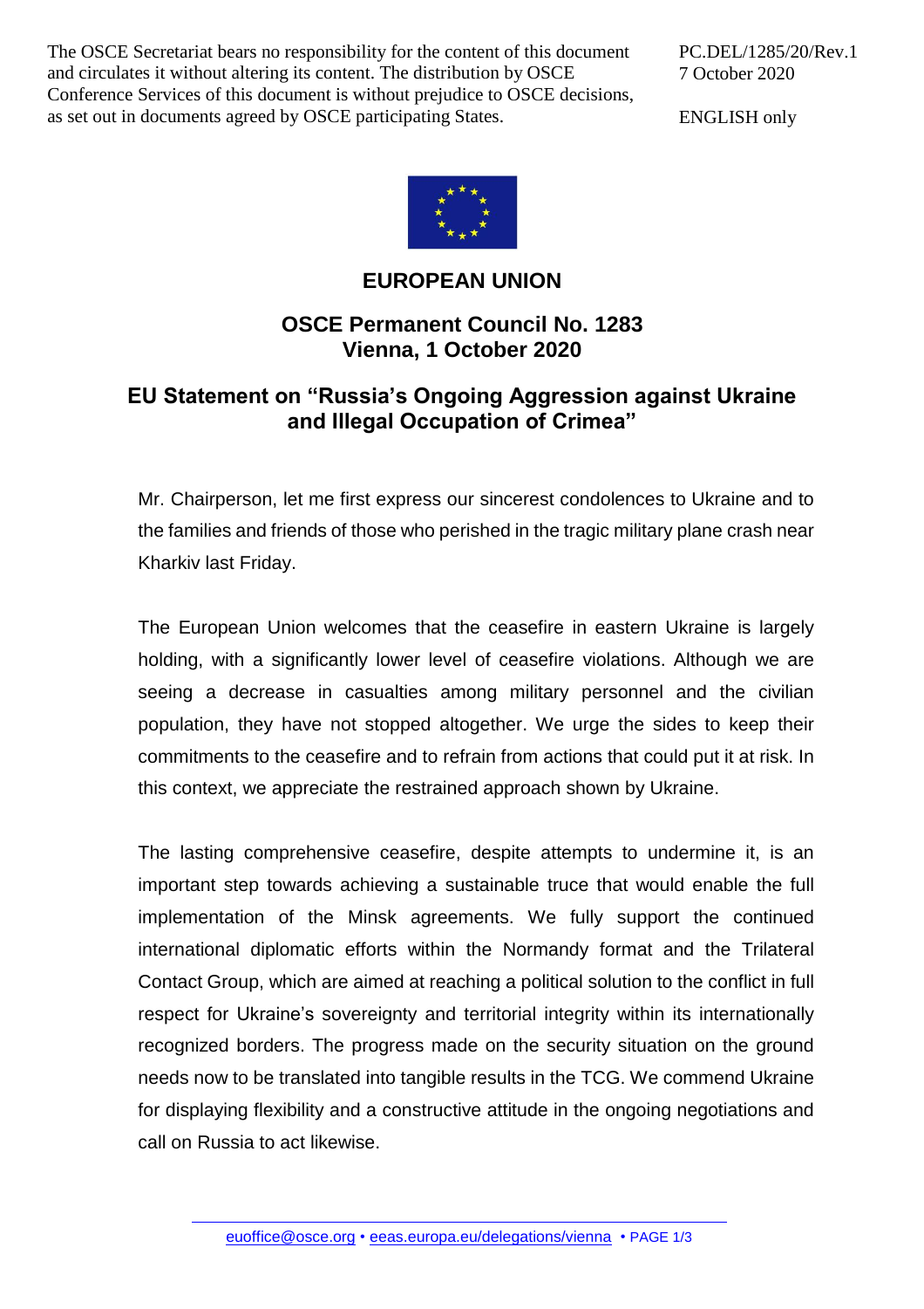The OSCE Secretariat bears no responsibility for the content of this document and circulates it without altering its content. The distribution by OSCE Conference Services of this document is without prejudice to OSCE decisions, as set out in documents agreed by OSCE participating States.

PC.DEL/1285/20/Rev.1
7 October 2020

ENGLISH only

# EUROPEAN UNION

## OSCE Permanent Council No. 1283
## Vienna, 1 October 2020

## EU Statement on "Russia's Ongoing Aggression against Ukraine and Illegal Occupation of Crimea"

Mr. Chairperson, let me first express our sincerest condolences to Ukraine and to the families and friends of those who perished in the tragic military plane crash near Kharkiv last Friday.

The European Union welcomes that the ceasefire in eastern Ukraine is largely holding, with a significantly lower level of ceasefire violations. Although we are seeing a decrease in casualties among military personnel and the civilian population, they have not stopped altogether. We urge the sides to keep their commitments to the ceasefire and to refrain from actions that could put it at risk. In this context, we appreciate the restrained approach shown by Ukraine.

The lasting comprehensive ceasefire, despite attempts to undermine it, is an important step towards achieving a sustainable truce that would enable the full implementation of the Minsk agreements. We fully support the continued international diplomatic efforts within the Normandy format and the Trilateral Contact Group, which are aimed at reaching a political solution to the conflict in full respect for Ukraine's sovereignty and territorial integrity within its internationally recognized borders. The progress made on the security situation on the ground needs now to be translated into tangible results in the TCG. We commend Ukraine for displaying flexibility and a constructive attitude in the ongoing negotiations and call on Russia to act likewise.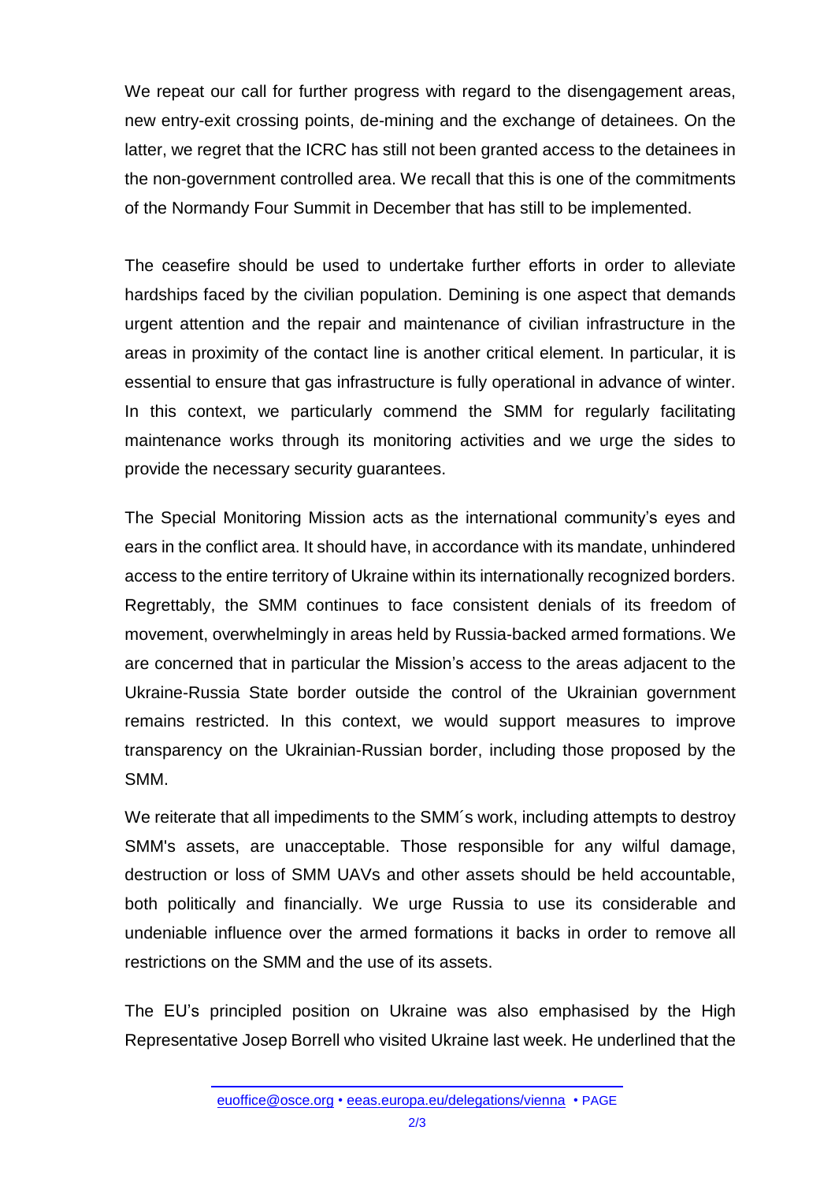We repeat our call for further progress with regard to the disengagement areas, new entry-exit crossing points, de-mining and the exchange of detainees. On the latter, we regret that the ICRC has still not been granted access to the detainees in the non-government controlled area. We recall that this is one of the commitments of the Normandy Four Summit in December that has still to be implemented.

The ceasefire should be used to undertake further efforts in order to alleviate hardships faced by the civilian population. Demining is one aspect that demands urgent attention and the repair and maintenance of civilian infrastructure in the areas in proximity of the contact line is another critical element. In particular, it is essential to ensure that gas infrastructure is fully operational in advance of winter. In this context, we particularly commend the SMM for regularly facilitating maintenance works through its monitoring activities and we urge the sides to provide the necessary security guarantees.

The Special Monitoring Mission acts as the international community's eyes and ears in the conflict area. It should have, in accordance with its mandate, unhindered access to the entire territory of Ukraine within its internationally recognized borders. Regrettably, the SMM continues to face consistent denials of its freedom of movement, overwhelmingly in areas held by Russia-backed armed formations. We are concerned that in particular the Mission's access to the areas adjacent to the Ukraine-Russia State border outside the control of the Ukrainian government remains restricted. In this context, we would support measures to improve transparency on the Ukrainian-Russian border, including those proposed by the SMM.

We reiterate that all impediments to the SMM´s work, including attempts to destroy SMM's assets, are unacceptable. Those responsible for any wilful damage, destruction or loss of SMM UAVs and other assets should be held accountable, both politically and financially. We urge Russia to use its considerable and undeniable influence over the armed formations it backs in order to remove all restrictions on the SMM and the use of its assets.

The EU's principled position on Ukraine was also emphasised by the High Representative Josep Borrell who visited Ukraine last week. He underlined that the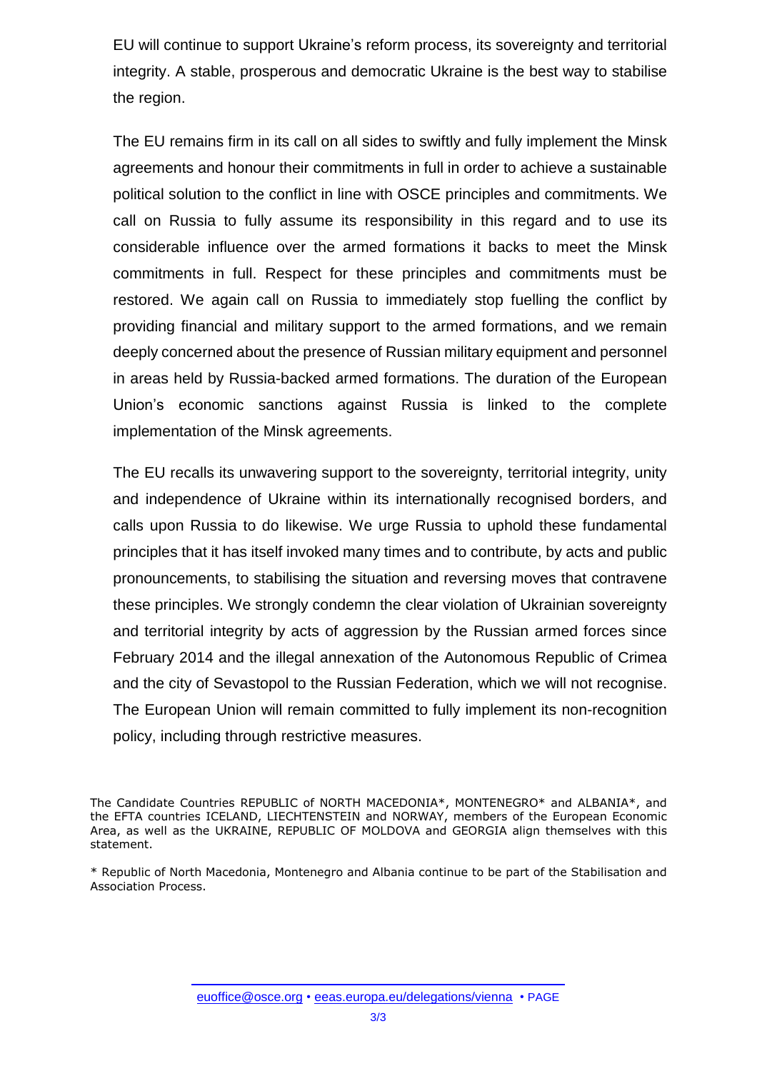EU will continue to support Ukraine's reform process, its sovereignty and territorial integrity. A stable, prosperous and democratic Ukraine is the best way to stabilise the region.

The EU remains firm in its call on all sides to swiftly and fully implement the Minsk agreements and honour their commitments in full in order to achieve a sustainable political solution to the conflict in line with OSCE principles and commitments. We call on Russia to fully assume its responsibility in this regard and to use its considerable influence over the armed formations it backs to meet the Minsk commitments in full. Respect for these principles and commitments must be restored. We again call on Russia to immediately stop fuelling the conflict by providing financial and military support to the armed formations, and we remain deeply concerned about the presence of Russian military equipment and personnel in areas held by Russia-backed armed formations. The duration of the European Union's economic sanctions against Russia is linked to the complete implementation of the Minsk agreements.

The EU recalls its unwavering support to the sovereignty, territorial integrity, unity and independence of Ukraine within its internationally recognised borders, and calls upon Russia to do likewise. We urge Russia to uphold these fundamental principles that it has itself invoked many times and to contribute, by acts and public pronouncements, to stabilising the situation and reversing moves that contravene these principles. We strongly condemn the clear violation of Ukrainian sovereignty and territorial integrity by acts of aggression by the Russian armed forces since February 2014 and the illegal annexation of the Autonomous Republic of Crimea and the city of Sevastopol to the Russian Federation, which we will not recognise. The European Union will remain committed to fully implement its non-recognition policy, including through restrictive measures.

The Candidate Countries REPUBLIC of NORTH MACEDONIA*, MONTENEGRO* and ALBANIA*, and the EFTA countries ICELAND, LIECHTENSTEIN and NORWAY, members of the European Economic Area, as well as the UKRAINE, REPUBLIC OF MOLDOVA and GEORGIA align themselves with this statement.

* Republic of North Macedonia, Montenegro and Albania continue to be part of the Stabilisation and Association Process.

euoffice@osce.org • eeas.europa.eu/delegations/vienna